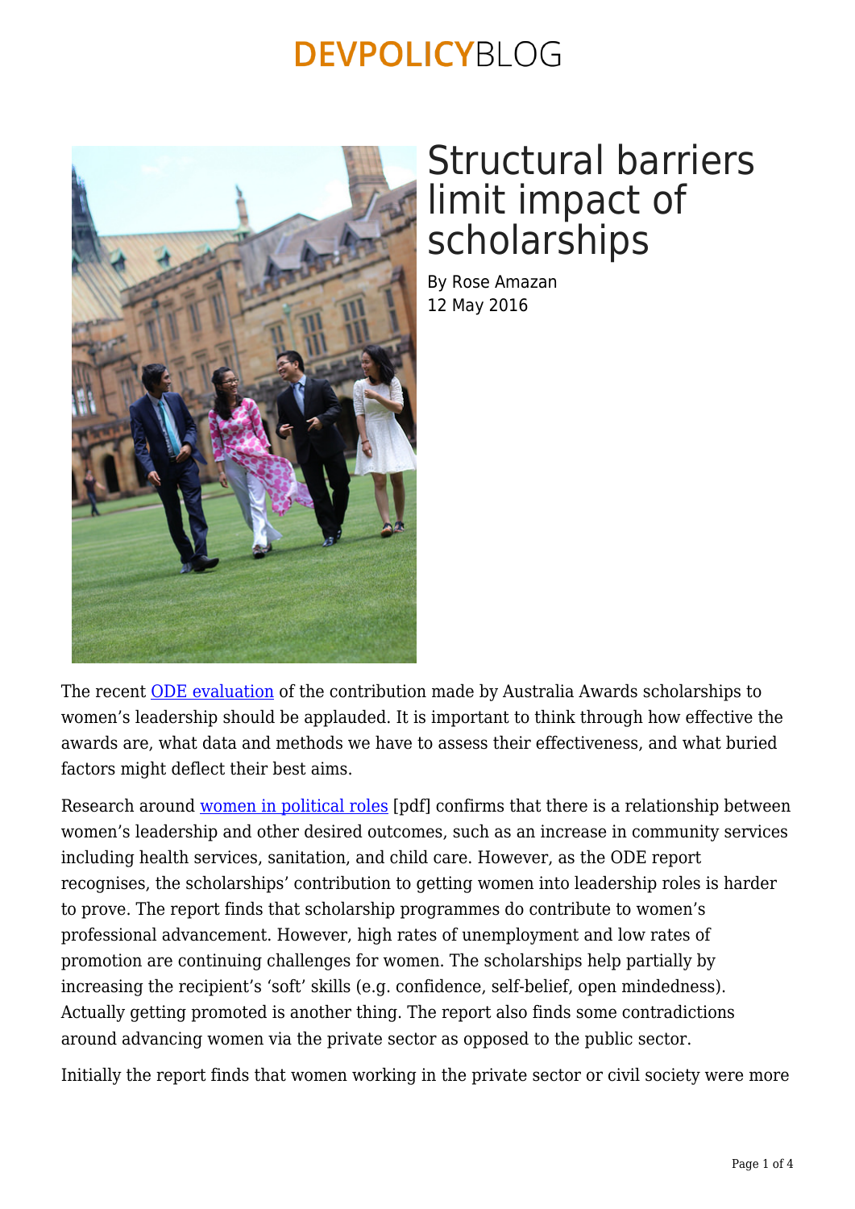# Structural barriers limit impact of scholarships

By Rose Amazan
12 May 2016

The recent ODE evaluation of the contribution made by Australia Awards scholarships to women's leadership should be applauded. It is important to think through how effective the awards are, what data and methods we have to assess their effectiveness, and what buried factors might deflect their best aims.

Research around women in political roles [pdf] confirms that there is a relationship between women's leadership and other desired outcomes, such as an increase in community services including health services, sanitation, and child care. However, as the ODE report recognises, the scholarships' contribution to getting women into leadership roles is harder to prove. The report finds that scholarship programmes do contribute to women's professional advancement. However, high rates of unemployment and low rates of promotion are continuing challenges for women. The scholarships help partially by increasing the recipient's 'soft' skills (e.g. confidence, self-belief, open mindedness). Actually getting promoted is another thing. The report also finds some contradictions around advancing women via the private sector as opposed to the public sector.

Initially the report finds that women working in the private sector or civil society were more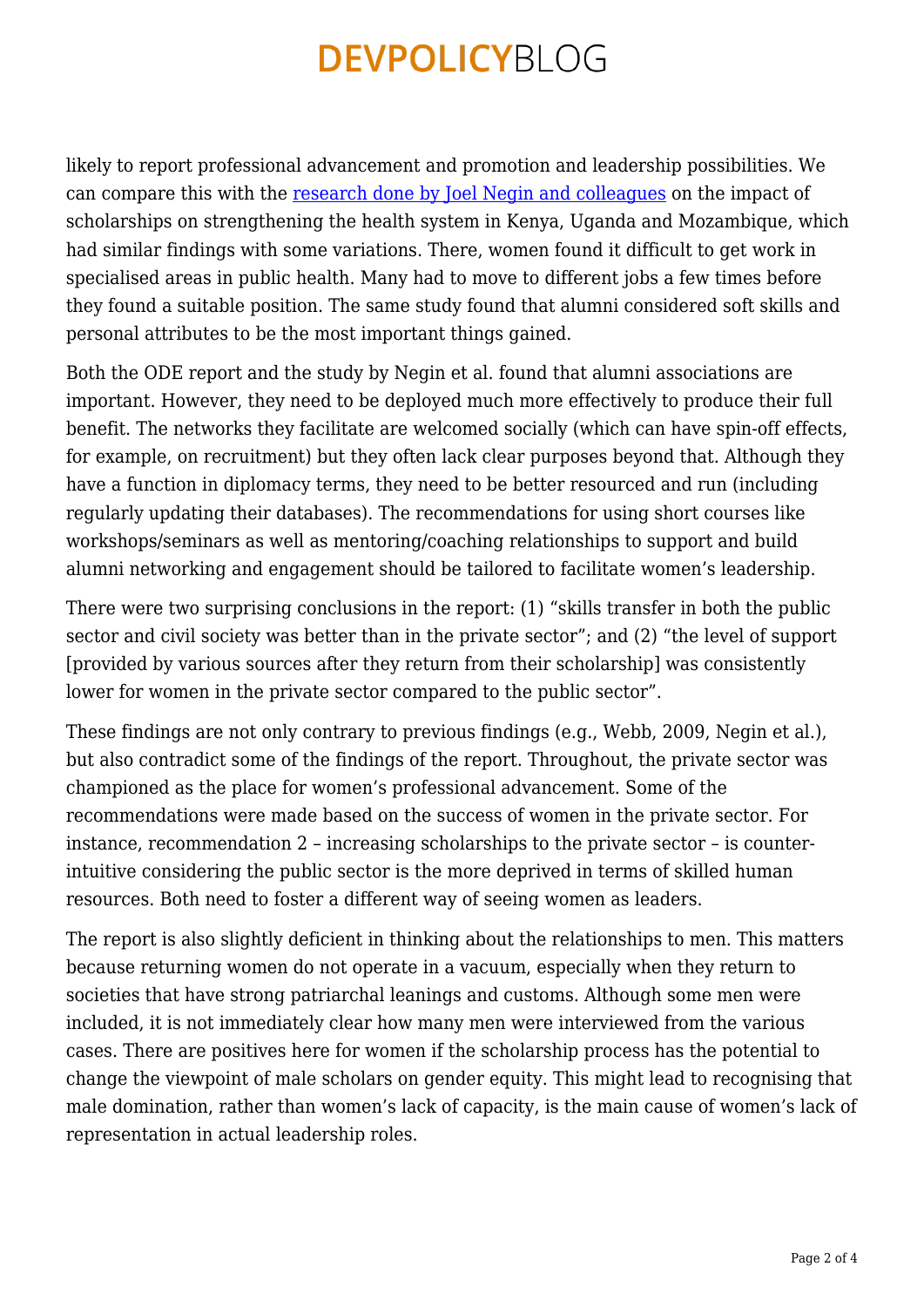likely to report professional advancement and promotion and leadership possibilities. We can compare this with the [research done by Joel Negin and colleagues](#) on the impact of scholarships on strengthening the health system in Kenya, Uganda and Mozambique, which had similar findings with some variations. There, women found it difficult to get work in specialised areas in public health. Many had to move to different jobs a few times before they found a suitable position. The same study found that alumni considered soft skills and personal attributes to be the most important things gained.

Both the ODE report and the study by Negin et al. found that alumni associations are important. However, they need to be deployed much more effectively to produce their full benefit. The networks they facilitate are welcomed socially (which can have spin-off effects, for example, on recruitment) but they often lack clear purposes beyond that. Although they have a function in diplomacy terms, they need to be better resourced and run (including regularly updating their databases). The recommendations for using short courses like workshops/seminars as well as mentoring/coaching relationships to support and build alumni networking and engagement should be tailored to facilitate women's leadership.

There were two surprising conclusions in the report: (1) "skills transfer in both the public sector and civil society was better than in the private sector"; and (2) "the level of support [provided by various sources after they return from their scholarship] was consistently lower for women in the private sector compared to the public sector".

These findings are not only contrary to previous findings (e.g., Webb, 2009, Negin et al.), but also contradict some of the findings of the report. Throughout, the private sector was championed as the place for women's professional advancement. Some of the recommendations were made based on the success of women in the private sector. For instance, recommendation 2 – increasing scholarships to the private sector – is counter-intuitive considering the public sector is the more deprived in terms of skilled human resources. Both need to foster a different way of seeing women as leaders.

The report is also slightly deficient in thinking about the relationships to men. This matters because returning women do not operate in a vacuum, especially when they return to societies that have strong patriarchal leanings and customs. Although some men were included, it is not immediately clear how many men were interviewed from the various cases. There are positives here for women if the scholarship process has the potential to change the viewpoint of male scholars on gender equity. This might lead to recognising that male domination, rather than women's lack of capacity, is the main cause of women's lack of representation in actual leadership roles.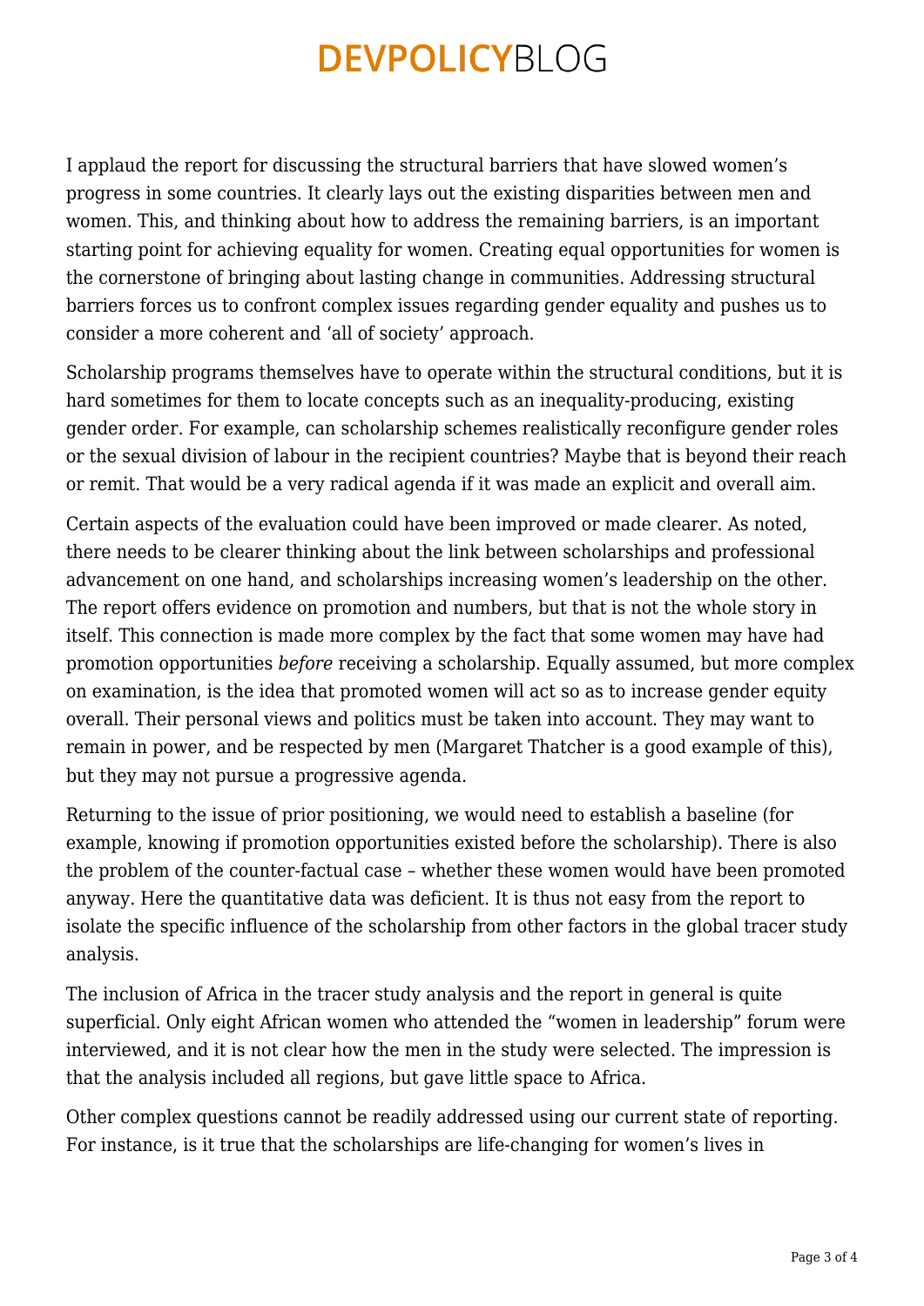I applaud the report for discussing the structural barriers that have slowed women's progress in some countries. It clearly lays out the existing disparities between men and women. This, and thinking about how to address the remaining barriers, is an important starting point for achieving equality for women. Creating equal opportunities for women is the cornerstone of bringing about lasting change in communities. Addressing structural barriers forces us to confront complex issues regarding gender equality and pushes us to consider a more coherent and 'all of society' approach.

Scholarship programs themselves have to operate within the structural conditions, but it is hard sometimes for them to locate concepts such as an inequality-producing, existing gender order. For example, can scholarship schemes realistically reconfigure gender roles or the sexual division of labour in the recipient countries? Maybe that is beyond their reach or remit. That would be a very radical agenda if it was made an explicit and overall aim.

Certain aspects of the evaluation could have been improved or made clearer. As noted, there needs to be clearer thinking about the link between scholarships and professional advancement on one hand, and scholarships increasing women's leadership on the other. The report offers evidence on promotion and numbers, but that is not the whole story in itself. This connection is made more complex by the fact that some women may have had promotion opportunities *before* receiving a scholarship. Equally assumed, but more complex on examination, is the idea that promoted women will act so as to increase gender equity overall. Their personal views and politics must be taken into account. They may want to remain in power, and be respected by men (Margaret Thatcher is a good example of this), but they may not pursue a progressive agenda.

Returning to the issue of prior positioning, we would need to establish a baseline (for example, knowing if promotion opportunities existed before the scholarship). There is also the problem of the counter-factual case – whether these women would have been promoted anyway. Here the quantitative data was deficient. It is thus not easy from the report to isolate the specific influence of the scholarship from other factors in the global tracer study analysis.

The inclusion of Africa in the tracer study analysis and the report in general is quite superficial. Only eight African women who attended the "women in leadership" forum were interviewed, and it is not clear how the men in the study were selected. The impression is that the analysis included all regions, but gave little space to Africa.

Other complex questions cannot be readily addressed using our current state of reporting. For instance, is it true that the scholarships are life-changing for women's lives in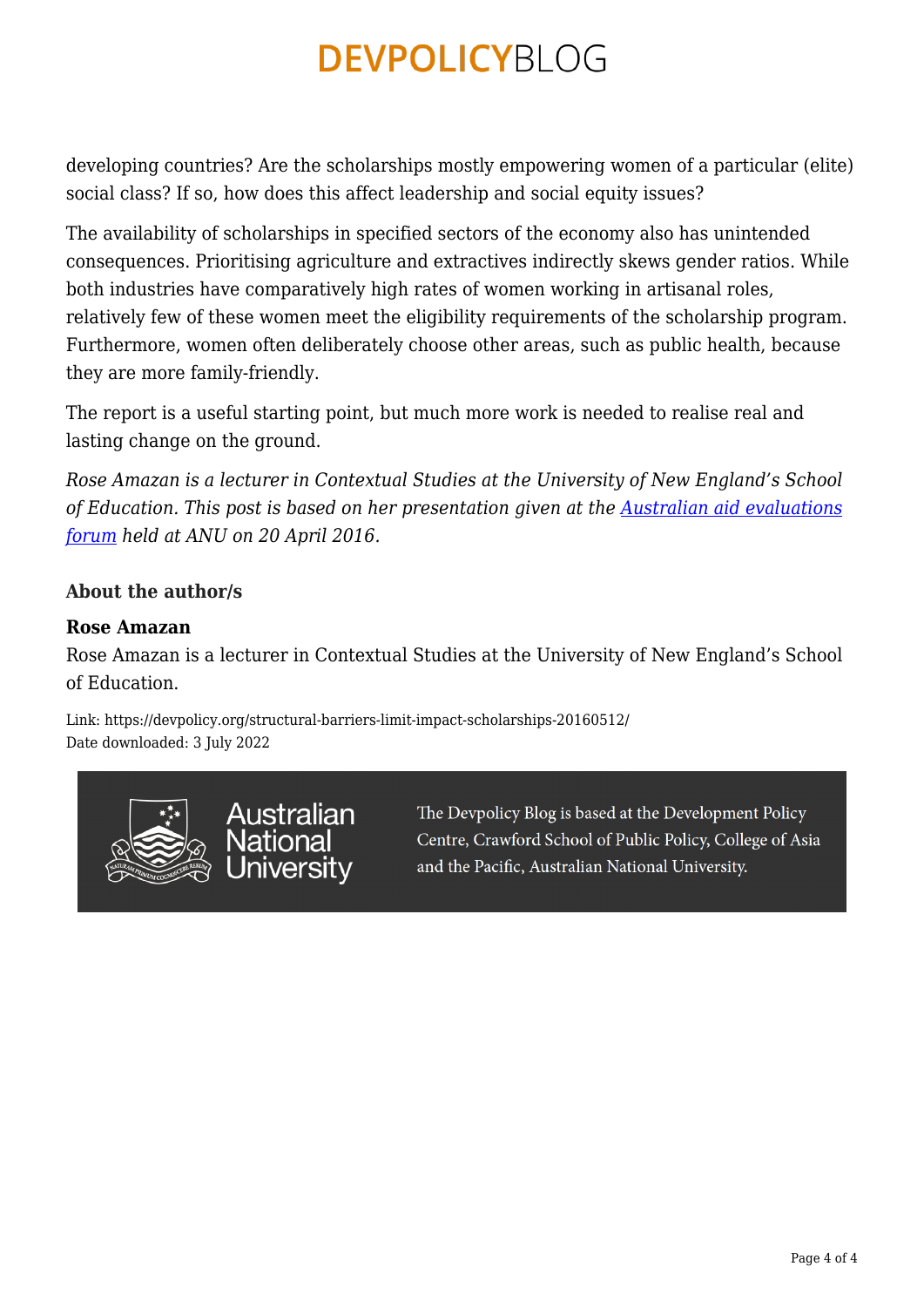developing countries? Are the scholarships mostly empowering women of a particular (elite) social class? If so, how does this affect leadership and social equity issues?

The availability of scholarships in specified sectors of the economy also has unintended consequences. Prioritising agriculture and extractives indirectly skews gender ratios. While both industries have comparatively high rates of women working in artisanal roles, relatively few of these women meet the eligibility requirements of the scholarship program. Furthermore, women often deliberately choose other areas, such as public health, because they are more family-friendly.

The report is a useful starting point, but much more work is needed to realise real and lasting change on the ground.

*Rose Amazan is a lecturer in Contextual Studies at the University of New England's School of Education. This post is based on her presentation given at the [Australian aid evaluations forum](Australian aid evaluations forum) held at ANU on 20 April 2016.*

#### About the author/s

**Rose Amazan**
Rose Amazan is a lecturer in Contextual Studies at the University of New England's School of Education.

Link: https://devpolicy.org/structural-barriers-limit-impact-scholarships-20160512/
Date downloaded: 3 July 2022

Australian National University

The Devpolicy Blog is based at the Development Policy Centre, Crawford School of Public Policy, College of Asia and the Pacific, Australian National University.